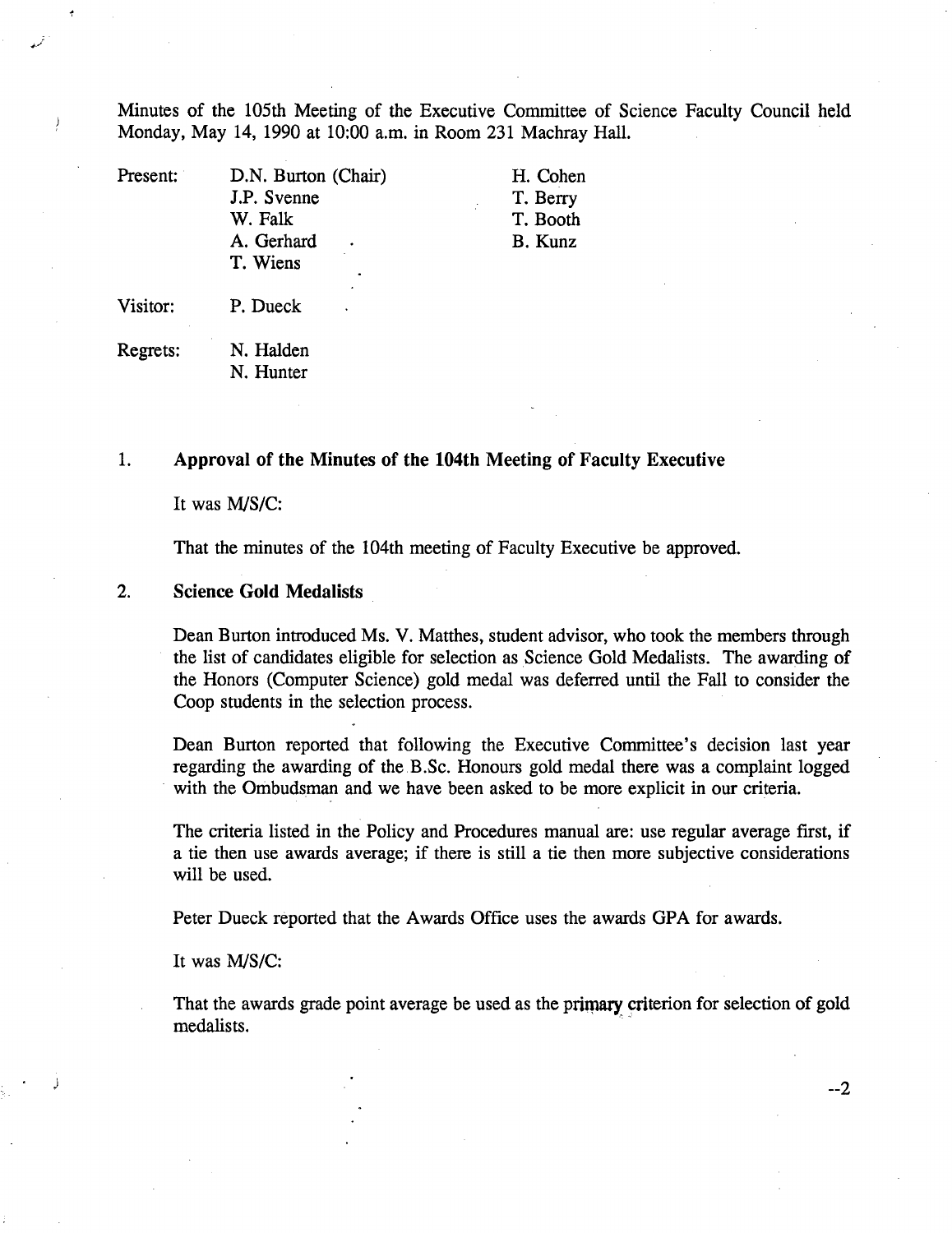Minutes of the 105th Meeting of the Executive Committee of Science Faculty Council held Monday, May 14, 1990 at 10:00 a.m. in Room 231 Machray Hall.

| | | |
|---|---|---|
| Present: | D.N. Burton (Chair) | H. Cohen |
| | J.P. Svenne | T. Berry |
| | W. Falk | T. Booth |
| | A. Gerhard | B. Kunz |
| | T. Wiens | |
| Visitor: | P. Dueck | |
| Regrets: | N. Halden | |
| | N. Hunter | |

## 1. Approval of the Minutes of the 104th Meeting of Faculty Executive

It was M/S/C:

That the minutes of the 104th meeting of Faculty Executive be approved.

## 2. Science Gold Medalists

Dean Burton introduced Ms. V. Matthes, student advisor, who took the members through the list of candidates eligible for selection as Science Gold Medalists. The awarding of the Honors (Computer Science) gold medal was deferred until the Fall to consider the Coop students in the selection process.

Dean Burton reported that following the Executive Committee's decision last year regarding the awarding of the B.Sc. Honours gold medal there was a complaint logged with the Ombudsman and we have been asked to be more explicit in our criteria.

The criteria listed in the Policy and Procedures manual are: use regular average first, if a tie then use awards average; if there is still a tie then more subjective considerations will be used.

Peter Dueck reported that the Awards Office uses the awards GPA for awards.

It was M/S/C:

That the awards grade point average be used as the primary criterion for selection of gold medalists.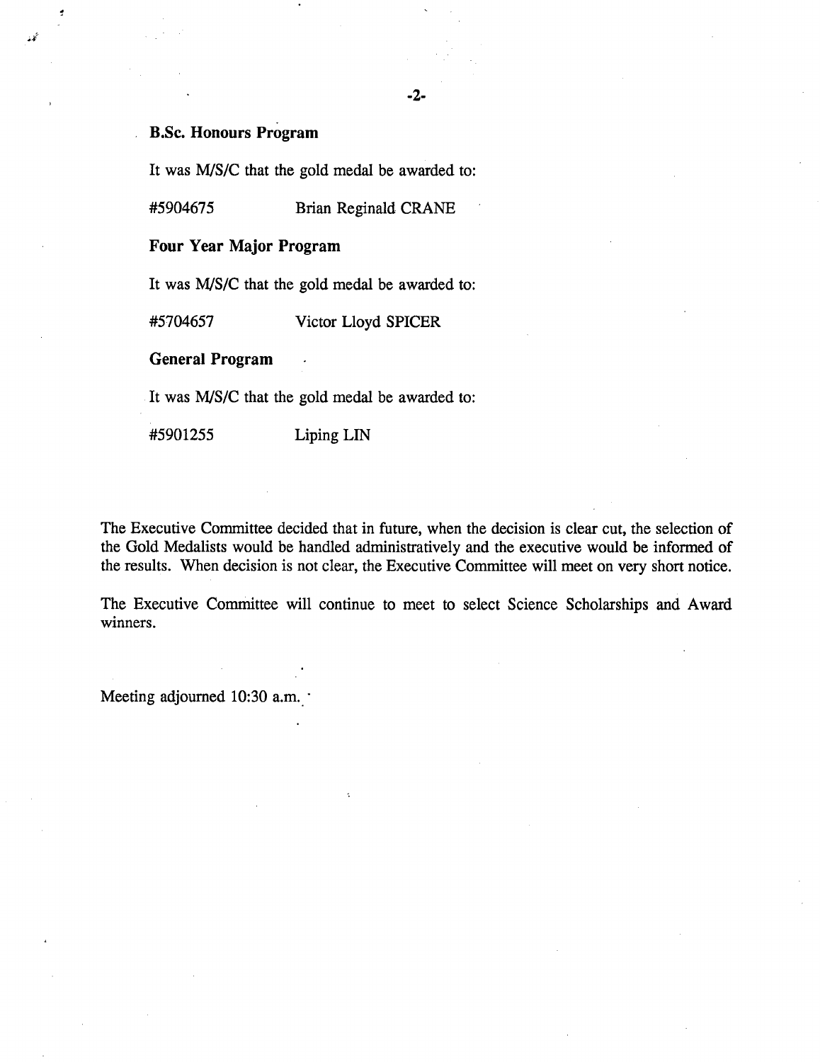**B.Sc. Honours Program**

It was M/S/C that the gold medal be awarded to:

#5904675 Brian Reginald CRANE

**Four Year Major Program**

It was M/S/C that the gold medal be awarded to:

#5704657 Victor Lloyd SPICER

**General Program**

It was M/S/C that the gold medal be awarded to:

#5901255 Liping LIN

The Executive Committee decided that in future, when the decision is clear cut, the selection of the Gold Medalists would be handled administratively and the executive would be informed of the results. When decision is not clear, the Executive Committee will meet on very short notice.

The Executive Committee will continue to meet to select Science Scholarships and Award winners.

Meeting adjourned 10:30 a.m.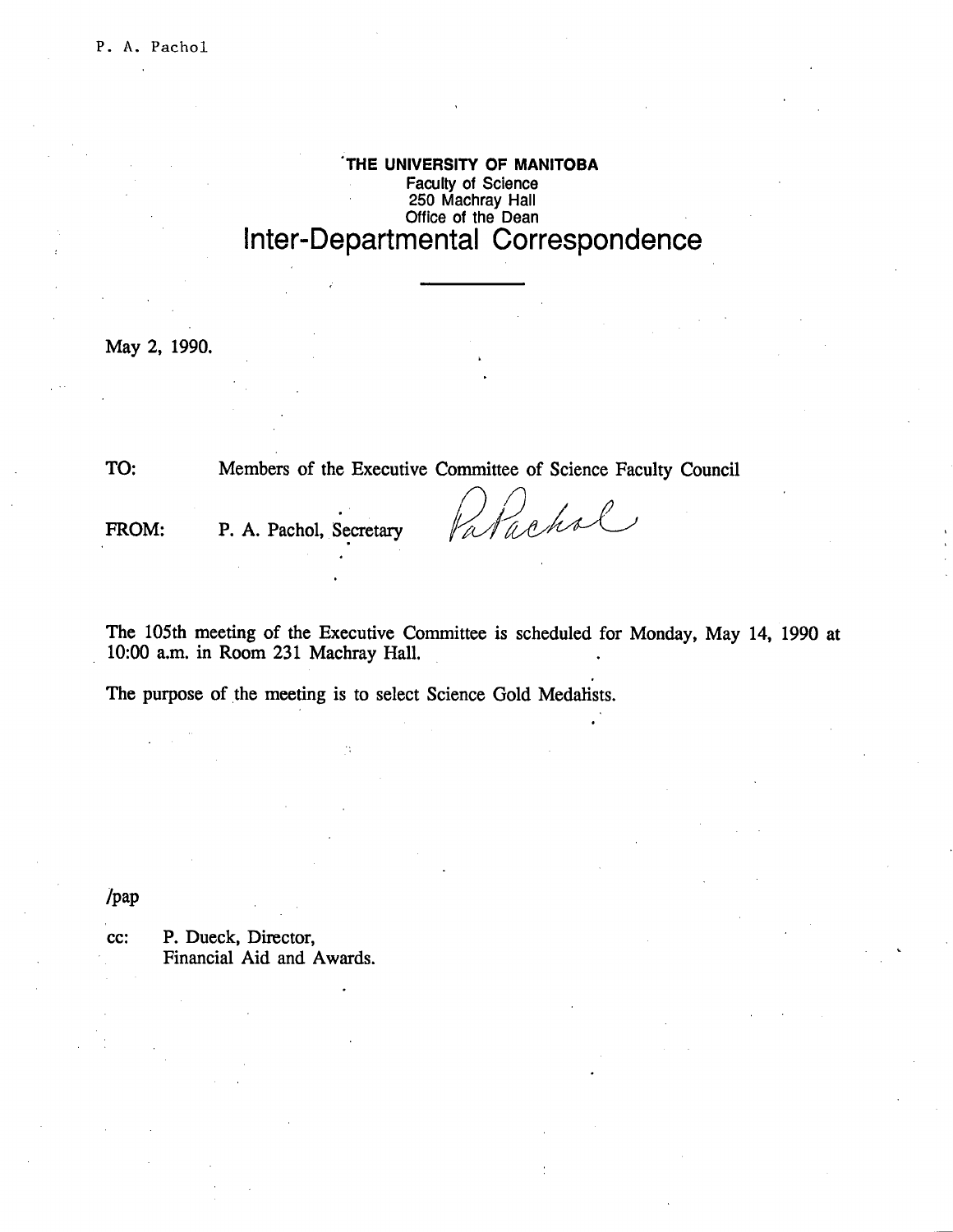**THE UNIVERSITY OF MANITOBA**
Faculty of Science
250 Machray Hall
Office of the Dean

# Inter-Departmental Correspondence

May 2, 1990.

TO: Members of the Executive Committee of Science Faculty Council

FROM: P. A. Pachol, Secretary

The 105th meeting of the Executive Committee is scheduled for Monday, May 14, 1990 at 10:00 a.m. in Room 231 Machray Hall.

The purpose of the meeting is to select Science Gold Medalists.

/pap

cc: P. Dueck, Director,
Financial Aid and Awards.